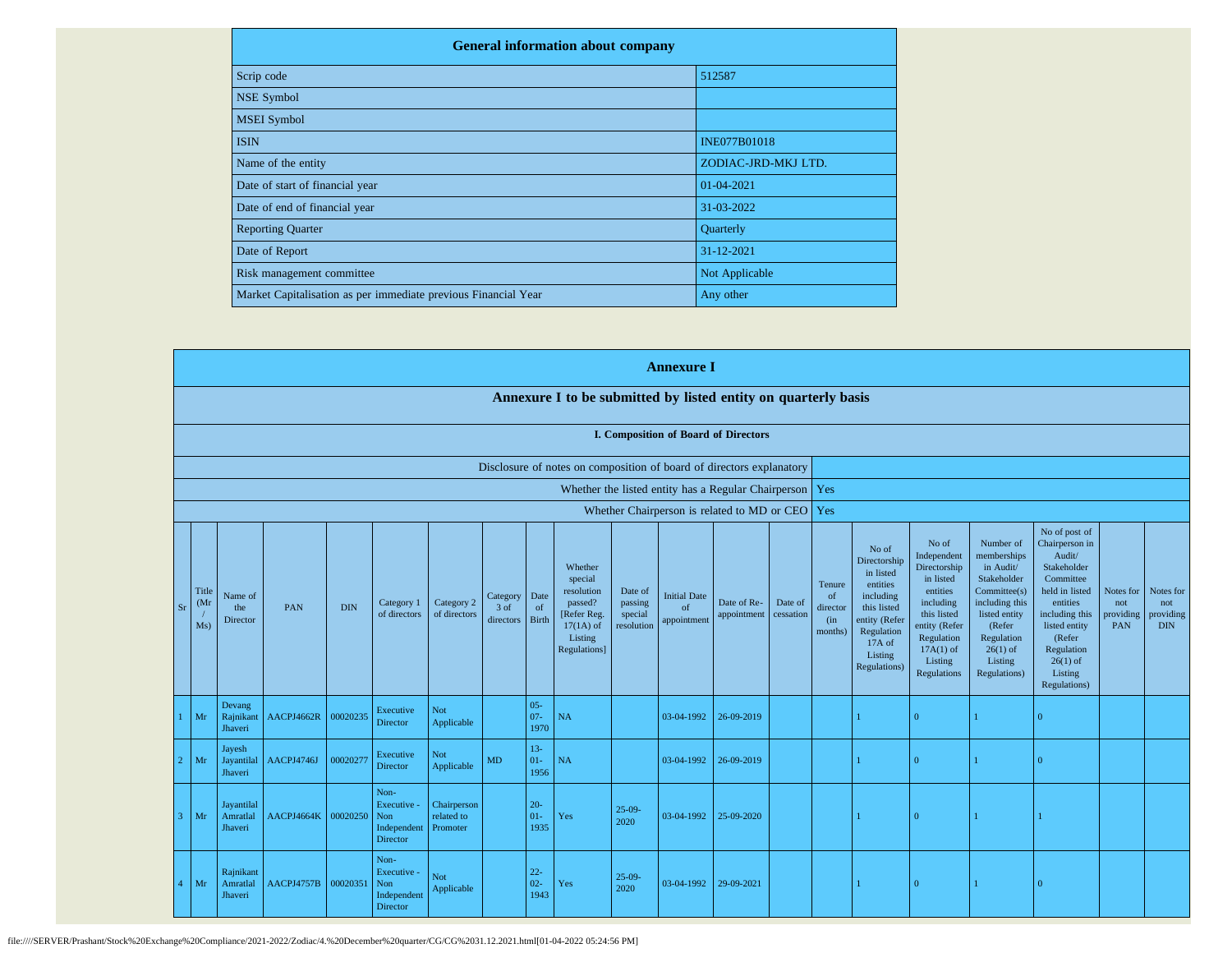## General information about company

| | |
|---|---|
| Scrip code | 512587 |
| NSE Symbol | |
| MSEI Symbol | |
| ISIN | INE077B01018 |
| Name of the entity | ZODIAC-JRD-MKJ LTD. |
| Date of start of financial year | 01-04-2021 |
| Date of end of financial year | 31-03-2022 |
| Reporting Quarter | Quarterly |
| Date of Report | 31-12-2021 |
| Risk management committee | Not Applicable |
| Market Capitalisation as per immediate previous Financial Year | Any other |

# Annexure I

## Annexure I to be submitted by listed entity on quarterly basis

### I. Composition of Board of Directors

| | |
|---|---|
| Disclosure of notes on composition of board of directors explanatory | |
| Whether the listed entity has a Regular Chairperson | Yes |
| Whether Chairperson is related to MD or CEO | Yes |

| Sr | Title (Mr / Ms) | Name of the Director | PAN | DIN | Category 1 of directors | Category 2 of directors | Category 3 of directors | Date of Birth | Whether special resolution passed? [Refer Reg. 17(1A) of Listing Regulations] | Date of passing special resolution | Initial Date of appointment | Date of Re-appointment | Date of cessation | Tenure of director (in months) | No of Directorship in listed entities including this listed entity (Refer Regulation 17A of Listing Regulations) | No of Independent Directorship in listed entities including this listed entity (Refer Regulation 17A(1) of Listing Regulations | Number of memberships in Audit/ Stakeholder Committee(s) including this listed entity (Refer Regulation 26(1) of Listing Regulations) | No of post of Chairperson in Audit/ Stakeholder Committee held in listed entities including this listed entity (Refer Regulation 26(1) of Listing Regulations) | Notes for not providing PAN | Notes for not providing DIN |
|---|---|---|---|---|---|---|---|---|---|---|---|---|---|---|---|---|---|---|---|---|
| 1 | Mr | Devang Rajnikant Jhaveri | AACPJ4662R | 00020235 | Executive Director | Not Applicable | | 05-07-1970 | NA | | 03-04-1992 | 26-09-2019 | | | 1 | 0 | 1 | 0 | | |
| 2 | Mr | Jayesh Jayantilal Jhaveri | AACPJ4746J | 00020277 | Executive Director | Not Applicable | MD | 13-01-1956 | NA | | 03-04-1992 | 26-09-2019 | | | 1 | 0 | 1 | 0 | | |
| 3 | Mr | Jayantilal Amratlal Jhaveri | AACPJ4664K | 00020250 | Non-Executive - Non Independent Director | Chairperson related to Promoter | | 20-01-1935 | Yes | 25-09-2020 | 03-04-1992 | 25-09-2020 | | | 1 | 0 | 1 | 1 | | |
| 4 | Mr | Rajnikant Amratlal Jhaveri | AACPJ4757B | 00020351 | Non-Executive - Non Independent Director | Not Applicable | | 22-02-1943 | Yes | 25-09-2020 | 03-04-1992 | 29-09-2021 | | | 1 | 0 | 1 | 0 | | |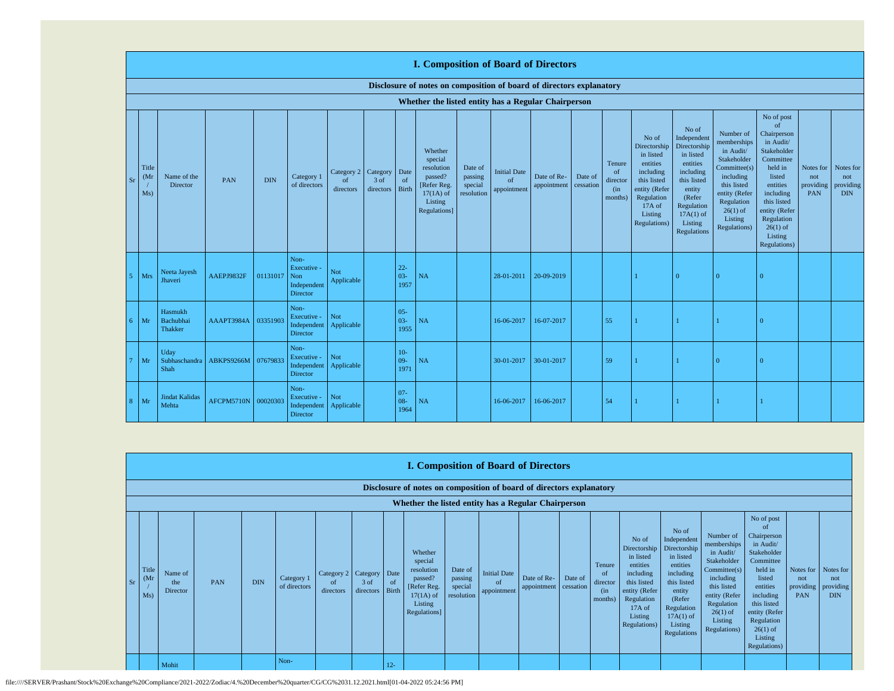## I. Composition of Board of Directors

**Disclosure of notes on composition of board of directors explanatory**

**Whether the listed entity has a Regular Chairperson**

| Sr | Title (Mr / Ms) | Name of the Director | PAN | DIN | Category 1 of directors | Category 2 of directors | Category 3 of directors | Date of Birth | Whether special resolution passed? [Refer Reg. 17(1A) of Listing Regulations] | Date of passing special resolution | Initial Date of appointment | Date of Re-appointment | Date of cessation | Tenure of director (in months) | No of Directorship in listed entities including this listed entity (Refer Regulation 17A of Listing Regulations) | No of Independent Directorship in listed entities including this listed entity (Refer Regulation 17A(1) of Listing Regulations | Number of memberships in Audit/ Stakeholder Committee(s) including this listed entity (Refer Regulation 26(1) of Listing Regulations) | No of post of Chairperson in Audit/ Stakeholder Committee held in listed entities including this listed entity (Refer Regulation 26(1) of Listing Regulations) | Notes for not providing PAN | Notes for not providing DIN |
|---|---|---|---|---|---|---|---|---|---|---|---|---|---|---|---|---|---|---|---|---|
| 5 | Mrs | Neeta Jayesh Jhaveri | AAEPJ9832F | 01131017 | Non-Executive - Non Independent Director | Not Applicable | | 22-03-1957 | NA | | 28-01-2011 | 20-09-2019 | | | 1 | 0 | 0 | 0 | | |
| 6 | Mr | Hasmukh Bachubhai Thakker | AAAPT3984A | 03351903 | Non-Executive - Independent Director | Not Applicable | | 05-03-1955 | NA | | 16-06-2017 | 16-07-2017 | | 55 | 1 | 1 | 1 | 0 | | |
| 7 | Mr | Uday Subhaschandra Shah | ABKPS9266M | 07679833 | Non-Executive - Independent Director | Not Applicable | | 10-09-1971 | NA | | 30-01-2017 | 30-01-2017 | | 59 | 1 | 1 | 0 | 0 | | |
| 8 | Mr | Jindat Kalidas Mehta | AFCPM5710N | 00020303 | Non-Executive - Independent Director | Not Applicable | | 07-08-1964 | NA | | 16-06-2017 | 16-06-2017 | | 54 | 1 | 1 | 1 | 1 | | |

## I. Composition of Board of Directors

**Disclosure of notes on composition of board of directors explanatory**

**Whether the listed entity has a Regular Chairperson**

| Sr | Title (Mr / Ms) | Name of the Director | PAN | DIN | Category 1 of directors | Category 2 of directors | Category 3 of directors | Date of Birth | Whether special resolution passed? [Refer Reg. 17(1A) of Listing Regulations] | Date of passing special resolution | Initial Date of appointment | Date of Re-appointment | Date of cessation | Tenure of director (in months) | No of Directorship in listed entities including this listed entity (Refer Regulation 17A of Listing Regulations) | No of Independent Directorship in listed entities including this listed entity (Refer Regulation 17A(1) of Listing Regulations | Number of memberships in Audit/ Stakeholder Committee(s) including this listed entity (Refer Regulation 26(1) of Listing Regulations) | No of post of Chairperson in Audit/ Stakeholder Committee held in listed entities including this listed entity (Refer Regulation 26(1) of Listing Regulations) | Notes for not providing PAN | Notes for not providing DIN |
|---|---|---|---|---|---|---|---|---|---|---|---|---|---|---|---|---|---|---|---|---|
| | | Mohit | | | Non- | | | 12- | | | | | | | | | | | | |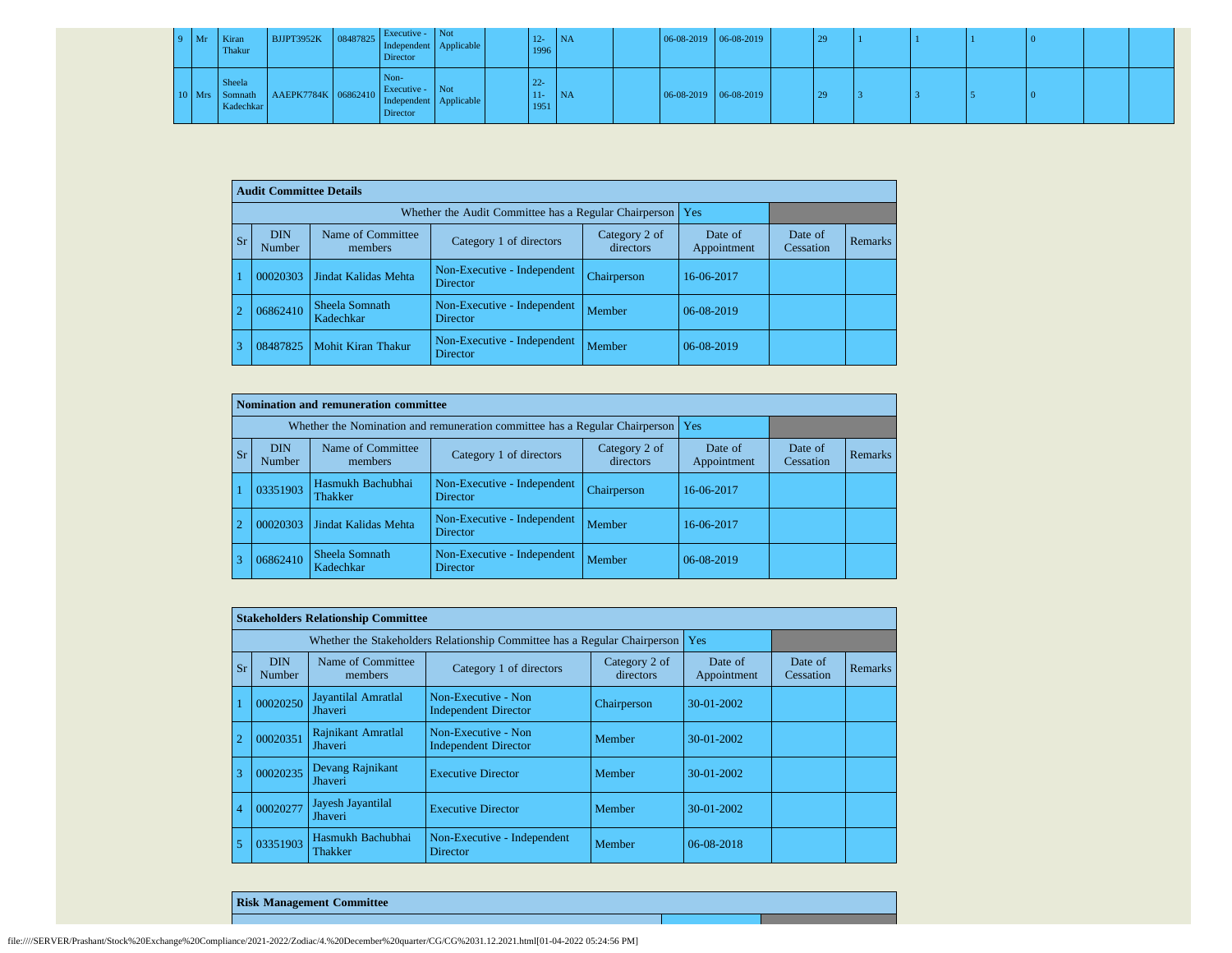| 9 | Mr | Kiran Thakur | BJJPT3952K | 08487825 | Executive - Independent Director | Not Applicable | | 12-1996 | NA | | 06-08-2019 | 06-08-2019 | | 29 | 1 | 1 | 1 | 0 | | |
|---|---|---|---|---|---|---|---|---|---|---|---|---|---|---|---|---|---|---|---|---|
| 10 | Mrs | Sheela Somnath Kadechkar | AAEPK7784K | 06862410 | Non-Executive - Independent Director | Not Applicable | | 22-11-1951 | NA | | 06-08-2019 | 06-08-2019 | | 29 | 3 | 3 | 5 | 0 | | |

| Audit Committee Details | | | | | | |
|---|---|---|---|---|---|---|
| Whether the Audit Committee has a Regular Chairperson | | | | | Yes | |
| Sr | DIN Number | Name of Committee members | Category 1 of directors | Category 2 of directors | Date of Appointment | Date of Cessation | Remarks |
| 1 | 00020303 | Jindat Kalidas Mehta | Non-Executive - Independent Director | Chairperson | 16-06-2017 | | |
| 2 | 06862410 | Sheela Somnath Kadechkar | Non-Executive - Independent Director | Member | 06-08-2019 | | |
| 3 | 08487825 | Mohit Kiran Thakur | Non-Executive - Independent Director | Member | 06-08-2019 | | |

| Nomination and remuneration committee | | | | | | | |
|---|---|---|---|---|---|---|---|
| Whether the Nomination and remuneration committee has a Regular Chairperson | | | | | Yes | | |
| Sr | DIN Number | Name of Committee members | Category 1 of directors | Category 2 of directors | Date of Appointment | Date of Cessation | Remarks |
| 1 | 03351903 | Hasmukh Bachubhai Thakker | Non-Executive - Independent Director | Chairperson | 16-06-2017 | | |
| 2 | 00020303 | Jindat Kalidas Mehta | Non-Executive - Independent Director | Member | 16-06-2017 | | |
| 3 | 06862410 | Sheela Somnath Kadechkar | Non-Executive - Independent Director | Member | 06-08-2019 | | |

| Stakeholders Relationship Committee | | | | | | | |
|---|---|---|---|---|---|---|---|
| Whether the Stakeholders Relationship Committee has a Regular Chairperson | | | | | Yes | | |
| Sr | DIN Number | Name of Committee members | Category 1 of directors | Category 2 of directors | Date of Appointment | Date of Cessation | Remarks |
| 1 | 00020250 | Jayantilal Amratlal Jhaveri | Non-Executive - Non Independent Director | Chairperson | 30-01-2002 | | |
| 2 | 00020351 | Rajnikant Amratlal Jhaveri | Non-Executive - Non Independent Director | Member | 30-01-2002 | | |
| 3 | 00020235 | Devang Rajnikant Jhaveri | Executive Director | Member | 30-01-2002 | | |
| 4 | 00020277 | Jayesh Jayantilal Jhaveri | Executive Director | Member | 30-01-2002 | | |
| 5 | 03351903 | Hasmukh Bachubhai Thakker | Non-Executive - Independent Director | Member | 06-08-2018 | | |

| Risk Management Committee |
|---|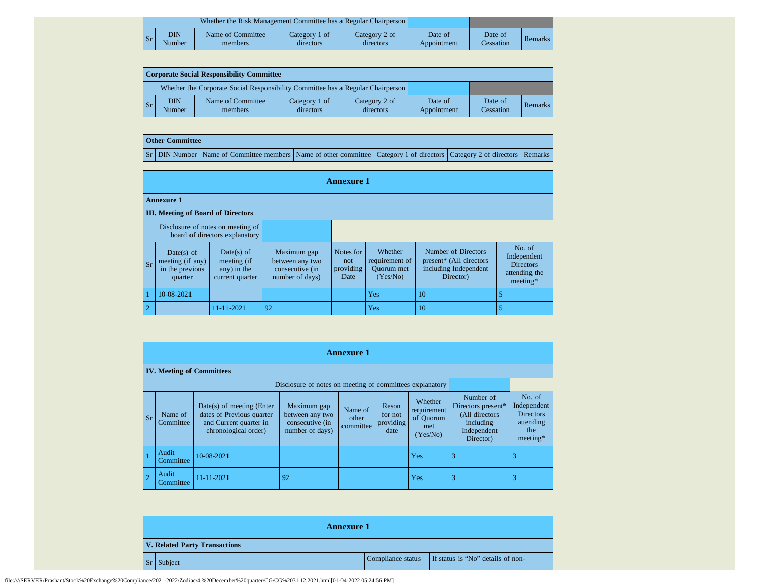| Whether the Risk Management Committee has a Regular Chairperson | | | | | | | |
|---|---|---|---|---|---|---|---|
| Sr | DIN Number | Name of Committee members | Category 1 of directors | Category 2 of directors | Date of Appointment | Date of Cessation | Remarks |

**Corporate Social Responsibility Committee**

| Whether the Corporate Social Responsibility Committee has a Regular Chairperson | | | | | | | |
|---|---|---|---|---|---|---|---|
| Sr | DIN Number | Name of Committee members | Category 1 of directors | Category 2 of directors | Date of Appointment | Date of Cessation | Remarks |

**Other Committee**

| Sr | DIN Number | Name of Committee members | Name of other committee | Category 1 of directors | Category 2 of directors | Remarks |
|---|---|---|---|---|---|---|

## Annexure 1

**Annexure 1**

**III. Meeting of Board of Directors**

Disclosure of notes on meeting of board of directors explanatory

| Sr | Date(s) of meeting (if any) in the previous quarter | Date(s) of meeting (if any) in the current quarter | Maximum gap between any two consecutive (in number of days) | Notes for not providing Date | Whether requirement of Quorum met (Yes/No) | Number of Directors present* (All directors including Independent Director) | No. of Independent Directors attending the meeting* |
|---|---|---|---|---|---|---|---|
| 1 | 10-08-2021 | | | | Yes | 10 | 5 |
| 2 | | 11-11-2021 | 92 | | Yes | 10 | 5 |

## Annexure 1

**IV. Meeting of Committees**

Disclosure of notes on meeting of committees explanatory

| Sr | Name of Committee | Date(s) of meeting (Enter dates of Previous quarter and Current quarter in chronological order) | Maximum gap between any two consecutive (in number of days) | Name of other committee | Reson for not providing date | Whether requirement of Quorum met (Yes/No) | Number of Directors present* (All directors including Independent Director) | No. of Independent Directors attending the meeting* |
|---|---|---|---|---|---|---|---|---|
| 1 | Audit Committee | 10-08-2021 | | | | Yes | 3 | 3 |
| 2 | Audit Committee | 11-11-2021 | 92 | | | Yes | 3 | 3 |

## Annexure 1

**V. Related Party Transactions**

| Sr | Subject | Compliance status | If status is "No" details of non- |
|---|---|---|---|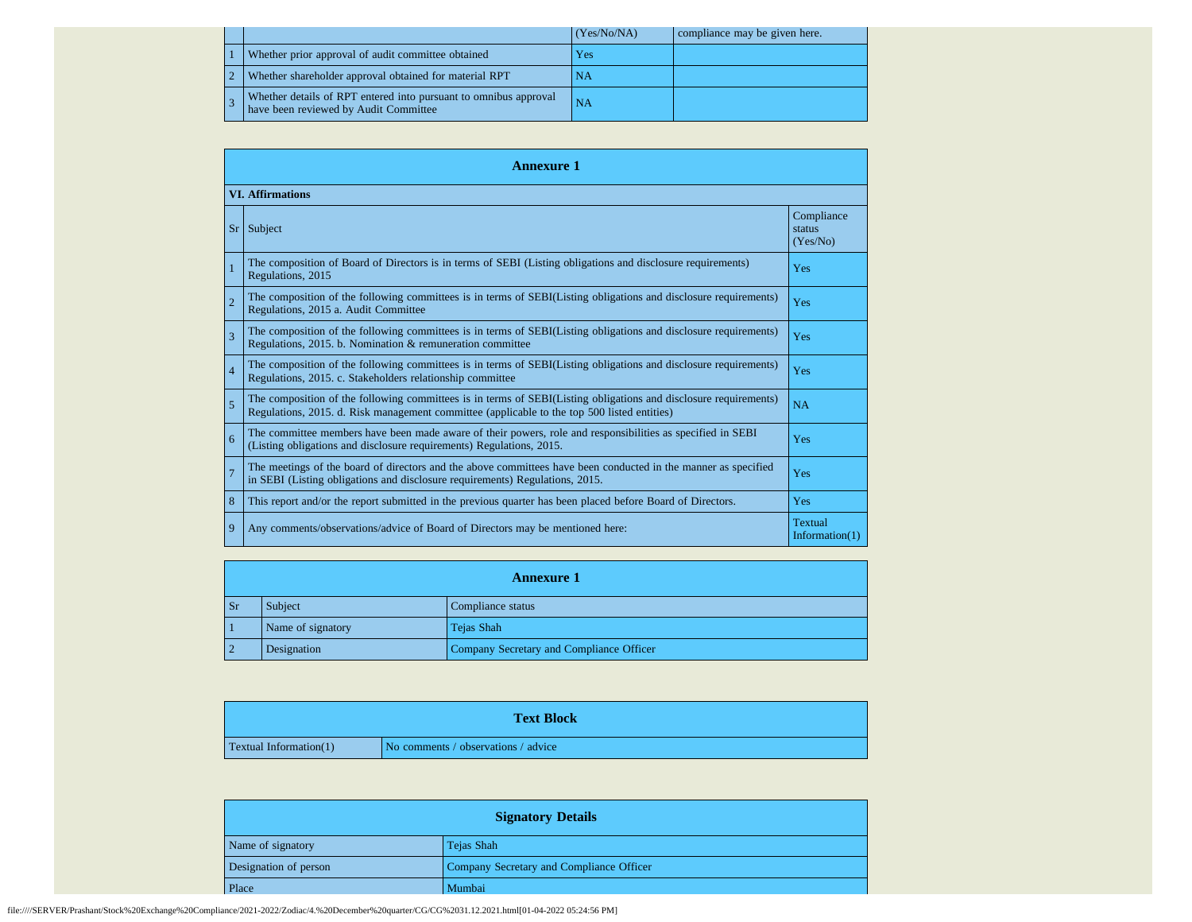| | | (Yes/No/NA) | compliance may be given here. |
|---|---|---|---|
| 1 | Whether prior approval of audit committee obtained | Yes | |
| 2 | Whether shareholder approval obtained for material RPT | NA | |
| 3 | Whether details of RPT entered into pursuant to omnibus approval have been reviewed by Audit Committee | NA | |

## Annexure 1

**VI. Affirmations**

| Sr | Subject | Compliance status (Yes/No) |
|---|---|---|
| 1 | The composition of Board of Directors is in terms of SEBI (Listing obligations and disclosure requirements) Regulations, 2015 | Yes |
| 2 | The composition of the following committees is in terms of SEBI(Listing obligations and disclosure requirements) Regulations, 2015 a. Audit Committee | Yes |
| 3 | The composition of the following committees is in terms of SEBI(Listing obligations and disclosure requirements) Regulations, 2015. b. Nomination & remuneration committee | Yes |
| 4 | The composition of the following committees is in terms of SEBI(Listing obligations and disclosure requirements) Regulations, 2015. c. Stakeholders relationship committee | Yes |
| 5 | The composition of the following committees is in terms of SEBI(Listing obligations and disclosure requirements) Regulations, 2015. d. Risk management committee (applicable to the top 500 listed entities) | NA |
| 6 | The committee members have been made aware of their powers, role and responsibilities as specified in SEBI (Listing obligations and disclosure requirements) Regulations, 2015. | Yes |
| 7 | The meetings of the board of directors and the above committees have been conducted in the manner as specified in SEBI (Listing obligations and disclosure requirements) Regulations, 2015. | Yes |
| 8 | This report and/or the report submitted in the previous quarter has been placed before Board of Directors. | Yes |
| 9 | Any comments/observations/advice of Board of Directors may be mentioned here: | Textual Information(1) |

## Annexure 1

| Sr | Subject | Compliance status |
|---|---|---|
| 1 | Name of signatory | Tejas Shah |
| 2 | Designation | Company Secretary and Compliance Officer |

## Text Block

| | |
|---|---|
| Textual Information(1) | No comments / observations / advice |

## Signatory Details

| | |
|---|---|
| Name of signatory | Tejas Shah |
| Designation of person | Company Secretary and Compliance Officer |
| Place | Mumbai |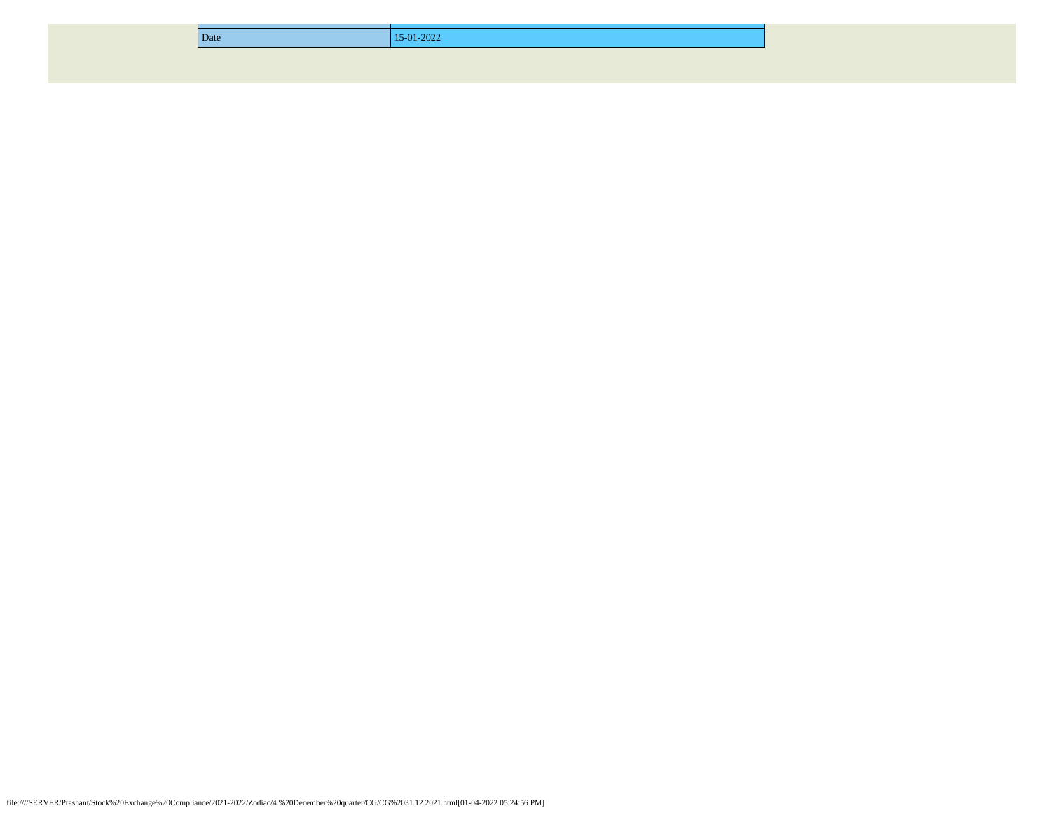| | |
|---|---|
| Date | 15-01-2022 |